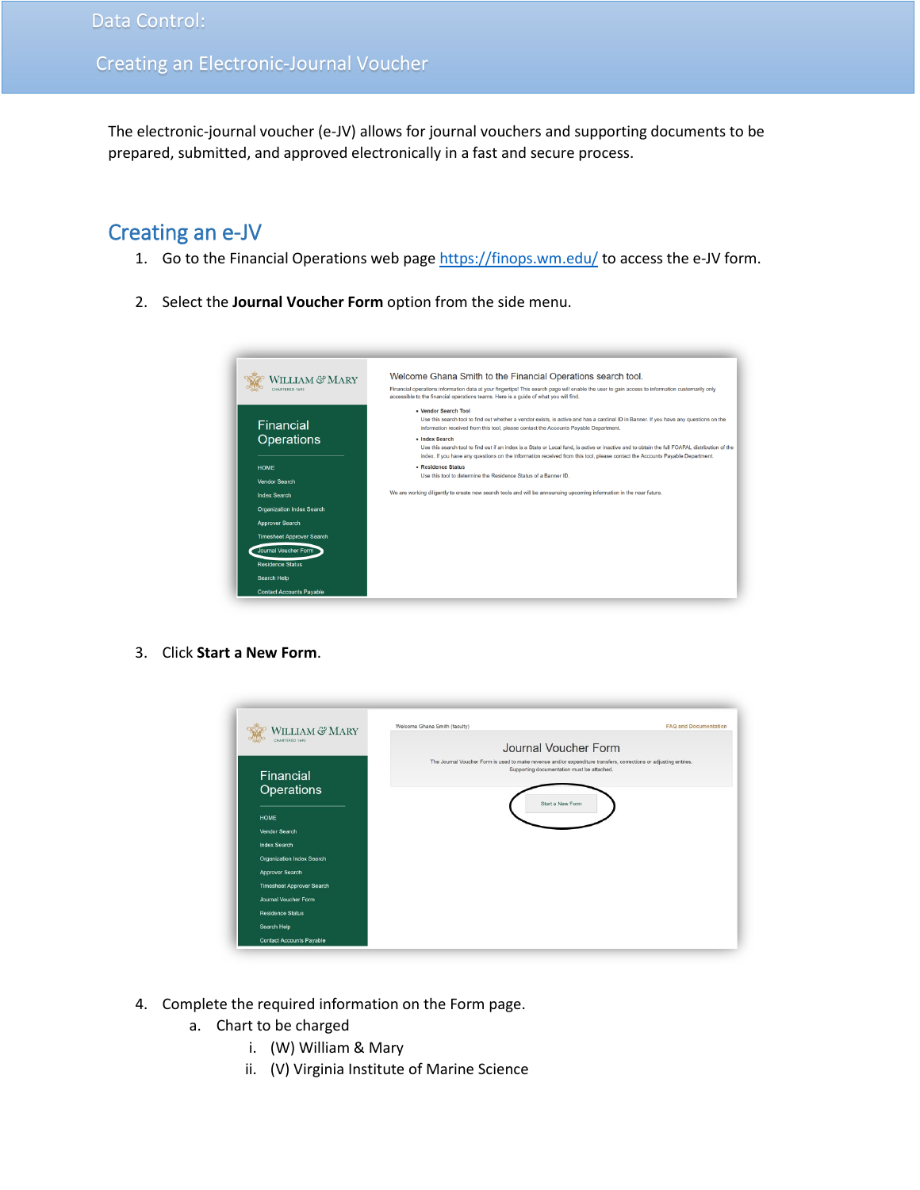# Data Control:

# Creating an Electronic-Journal Voucher

The electronic-journal voucher (e-JV) allows for journal vouchers and supporting documents to be prepared, submitted, and approved electronically in a fast and secure process.

## Creating an e-JV

1. Go to the Financial Operations web page https://finops.wm.edu/ to access the e-JV form.

2. Select the **Journal Voucher Form** option from the side menu.

3. Click **Start a New Form**.

4. Complete the required information on the Form page.
   a. Chart to be charged
      i. (W) William & Mary
      ii. (V) Virginia Institute of Marine Science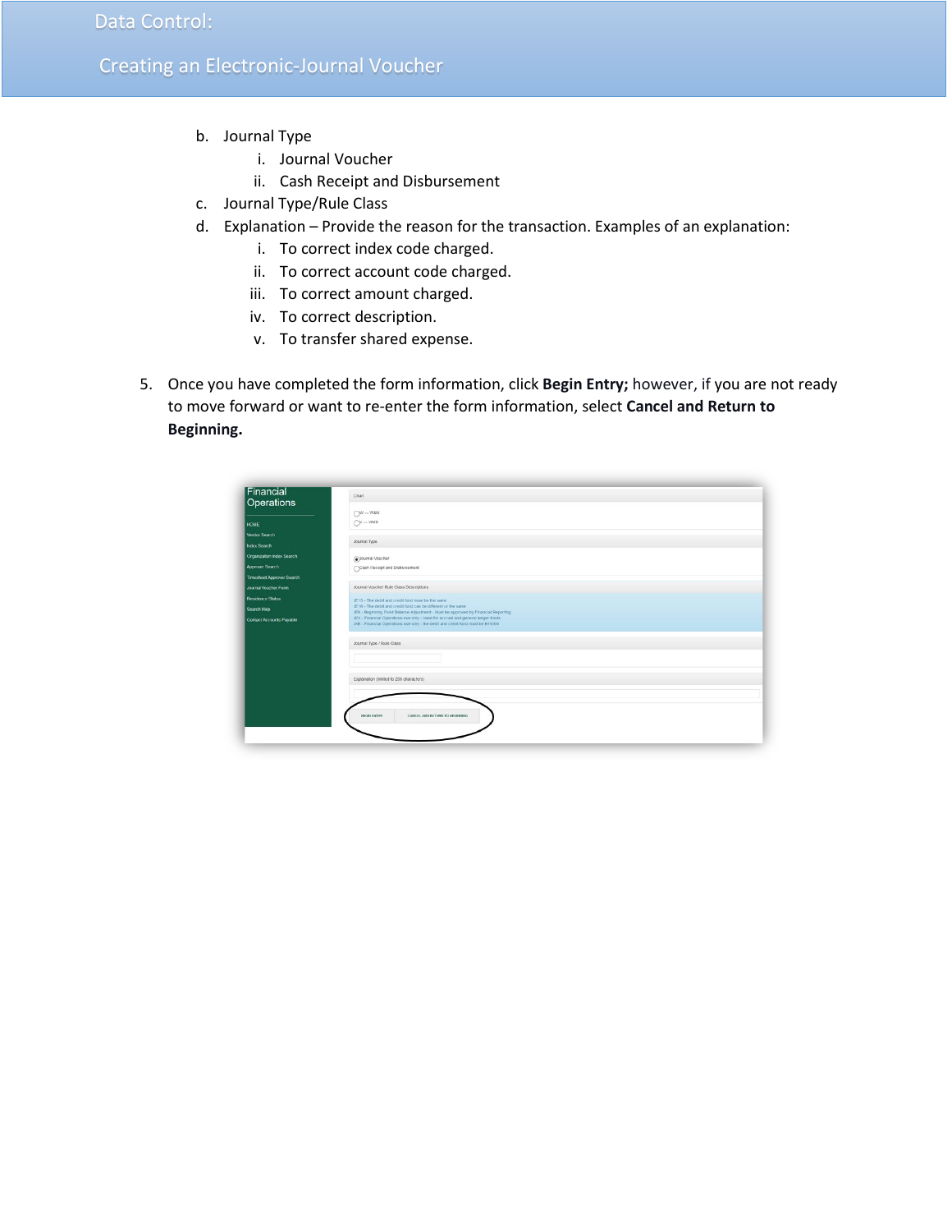b. Journal Type
   i. Journal Voucher
   ii. Cash Receipt and Disbursement
c. Journal Type/Rule Class
d. Explanation – Provide the reason for the transaction. Examples of an explanation:
   i. To correct index code charged.
   ii. To correct account code charged.
   iii. To correct amount charged.
   iv. To correct description.
   v. To transfer shared expense.

5. Once you have completed the form information, click **Begin Entry;** however, if you are not ready to move forward or want to re-enter the form information, select **Cancel and Return to Beginning.**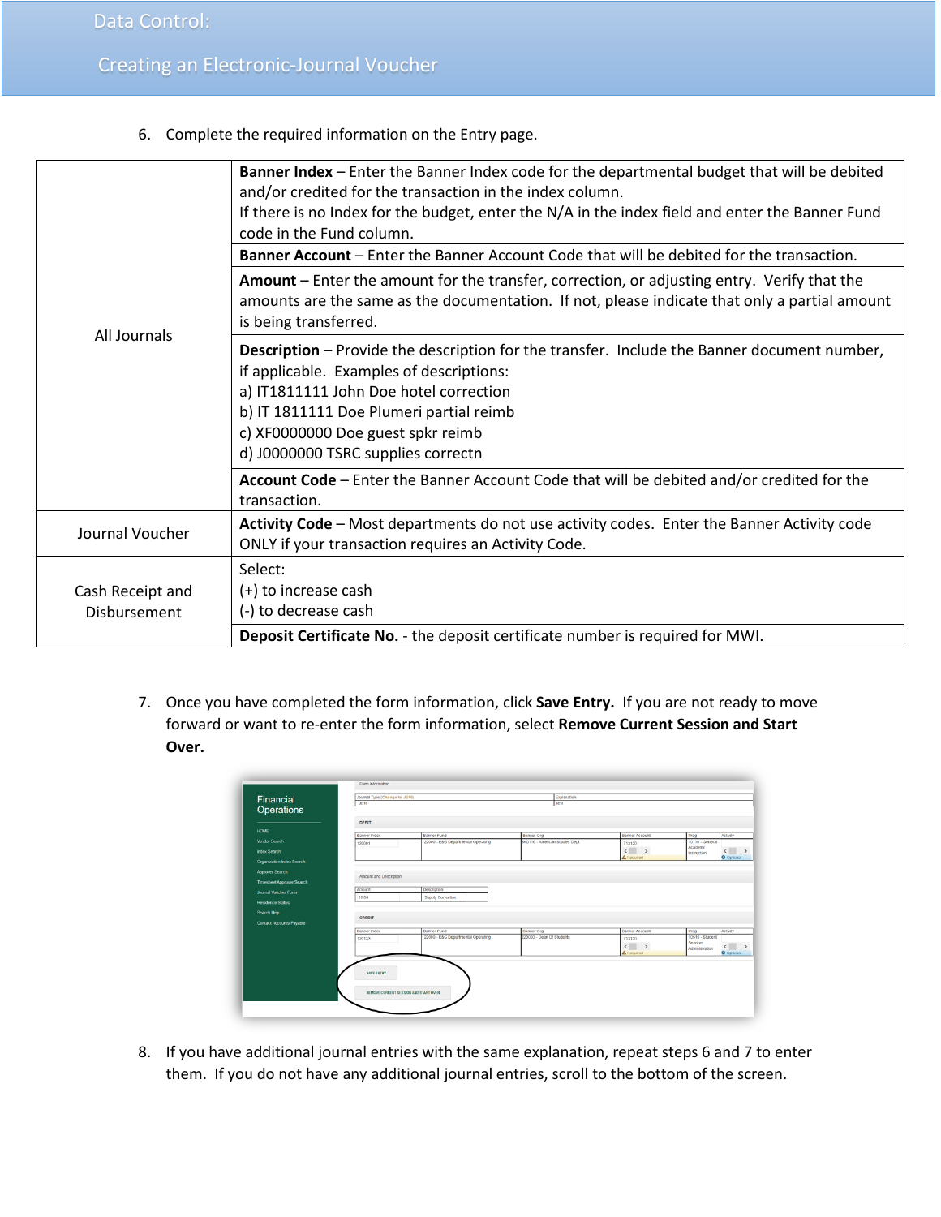6. Complete the required information on the Entry page.

| | |
|---|---|
| All Journals | **Banner Index** – Enter the Banner Index code for the departmental budget that will be debited and/or credited for the transaction in the index column. If there is no Index for the budget, enter the N/A in the index field and enter the Banner Fund code in the Fund column. |
| | **Banner Account** – Enter the Banner Account Code that will be debited for the transaction. |
| | **Amount** – Enter the amount for the transfer, correction, or adjusting entry. Verify that the amounts are the same as the documentation. If not, please indicate that only a partial amount is being transferred. |
| | **Description** – Provide the description for the transfer. Include the Banner document number, if applicable. Examples of descriptions:<br>a) IT1811111 John Doe hotel correction<br>b) IT 1811111 Doe Plumeri partial reimb<br>c) XF0000000 Doe guest spkr reimb<br>d) J0000000 TSRC supplies correctn |
| | **Account Code** – Enter the Banner Account Code that will be debited and/or credited for the transaction. |
| Journal Voucher | **Activity Code** – Most departments do not use activity codes. Enter the Banner Activity code ONLY if your transaction requires an Activity Code. |
| Cash Receipt and Disbursement | Select:<br>(+) to increase cash<br>(-) to decrease cash |
| | **Deposit Certificate No.** - the deposit certificate number is required for MWI. |

7. Once you have completed the form information, click **Save Entry.** If you are not ready to move forward or want to re-enter the form information, select **Remove Current Session and Start Over.**

8. If you have additional journal entries with the same explanation, repeat steps 6 and 7 to enter them. If you do not have any additional journal entries, scroll to the bottom of the screen.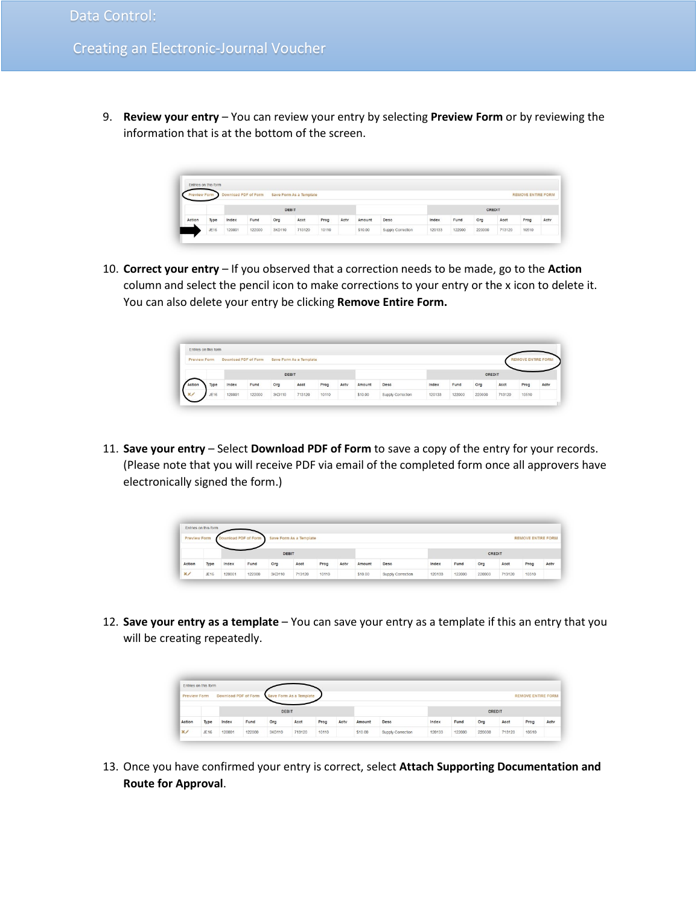9. **Review your entry** – You can review your entry by selecting **Preview Form** or by reviewing the information that is at the bottom of the screen.

10. **Correct your entry** – If you observed that a correction needs to be made, go to the **Action** column and select the pencil icon to make corrections to your entry or the x icon to delete it. You can also delete your entry be clicking **Remove Entire Form.**

11. **Save your entry** – Select **Download PDF of Form** to save a copy of the entry for your records. (Please note that you will receive PDF via email of the completed form once all approvers have electronically signed the form.)

12. **Save your entry as a template** – You can save your entry as a template if this an entry that you will be creating repeatedly.

13. Once you have confirmed your entry is correct, select **Attach Supporting Documentation and Route for Approval**.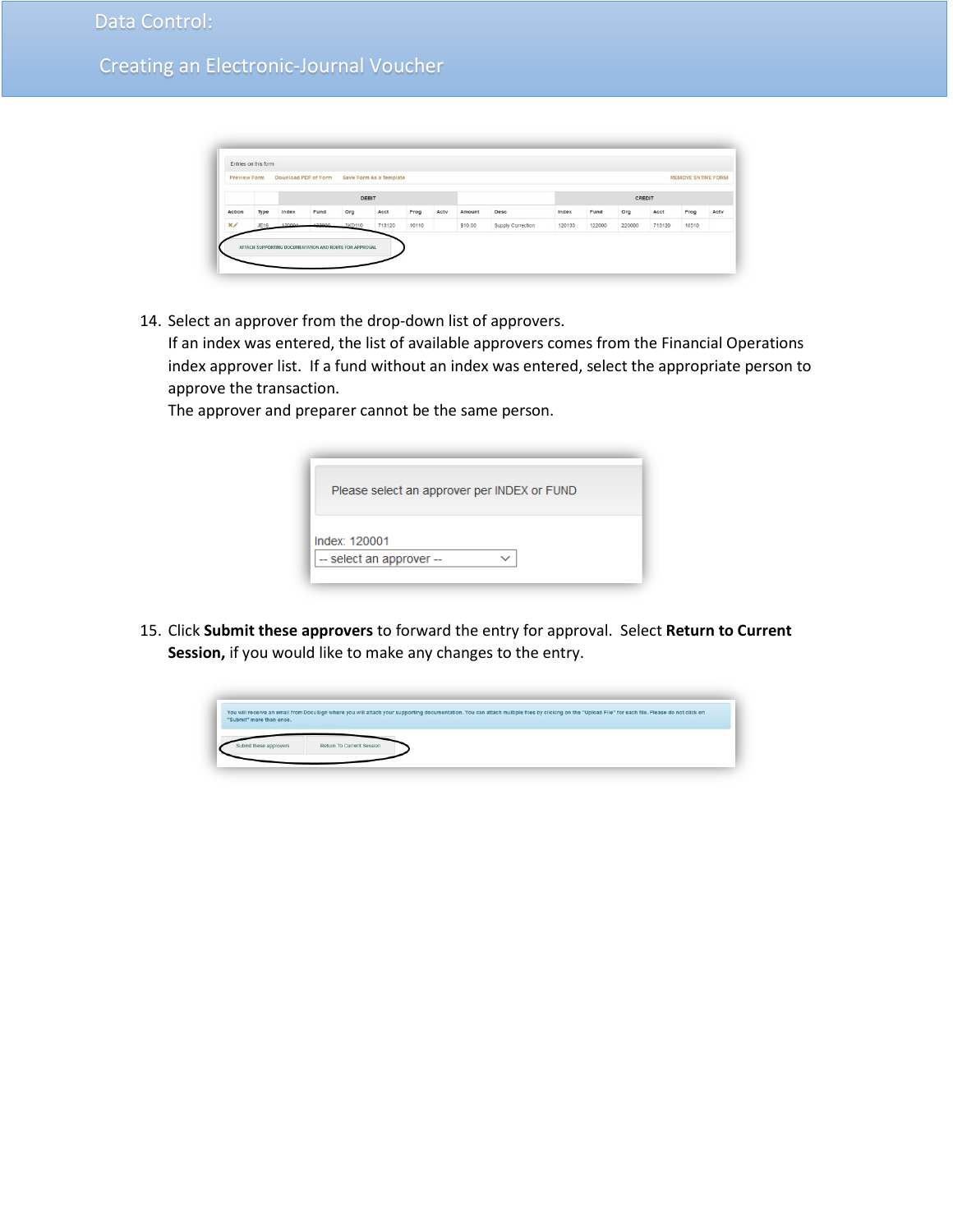14. Select an approver from the drop-down list of approvers.
    If an index was entered, the list of available approvers comes from the Financial Operations index approver list. If a fund without an index was entered, select the appropriate person to approve the transaction.
    The approver and preparer cannot be the same person.

15. Click **Submit these approvers** to forward the entry for approval. Select **Return to Current Session,** if you would like to make any changes to the entry.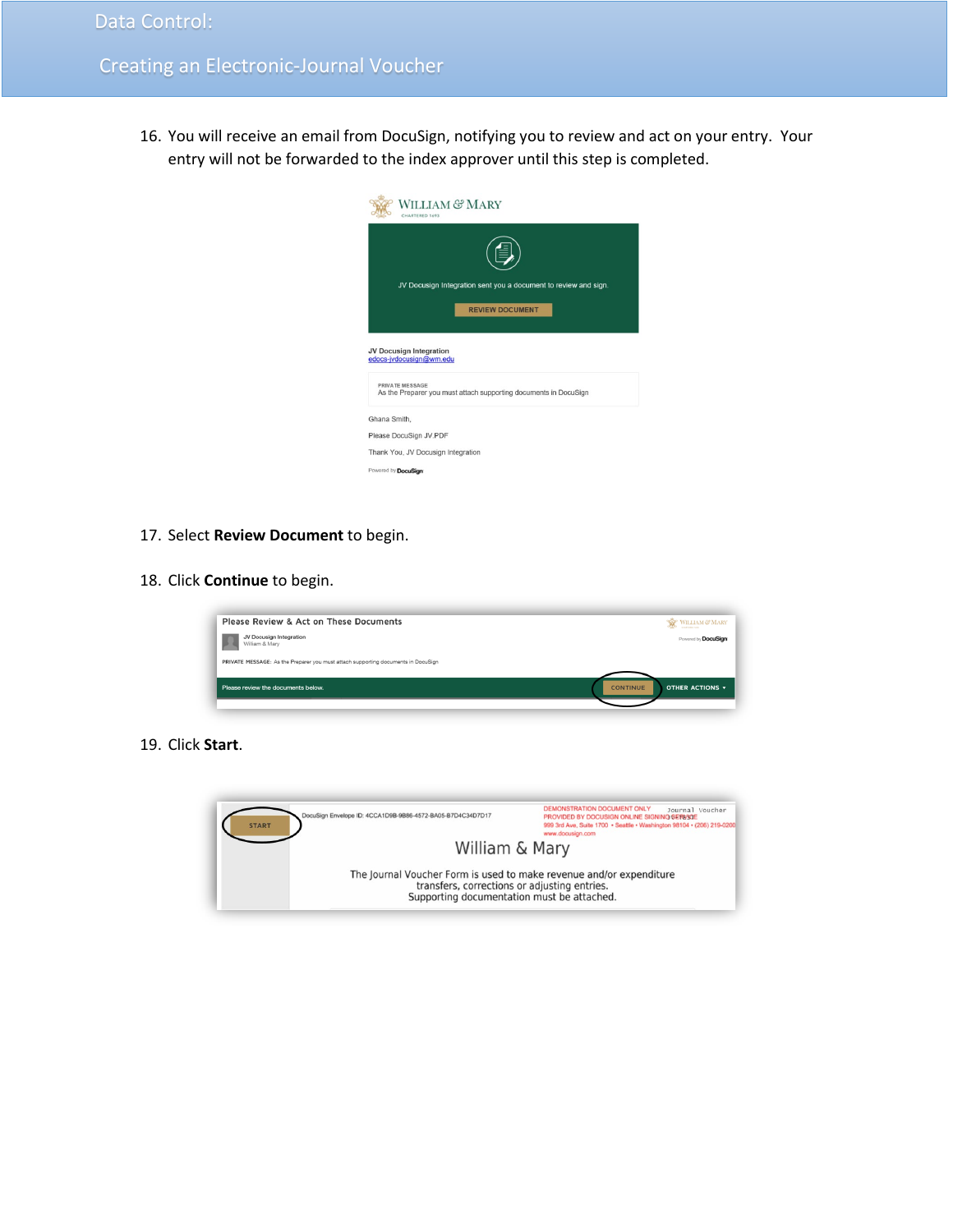16. You will receive an email from DocuSign, notifying you to review and act on your entry. Your entry will not be forwarded to the index approver until this step is completed.

17. Select **Review Document** to begin.

18. Click **Continue** to begin.

19. Click **Start**.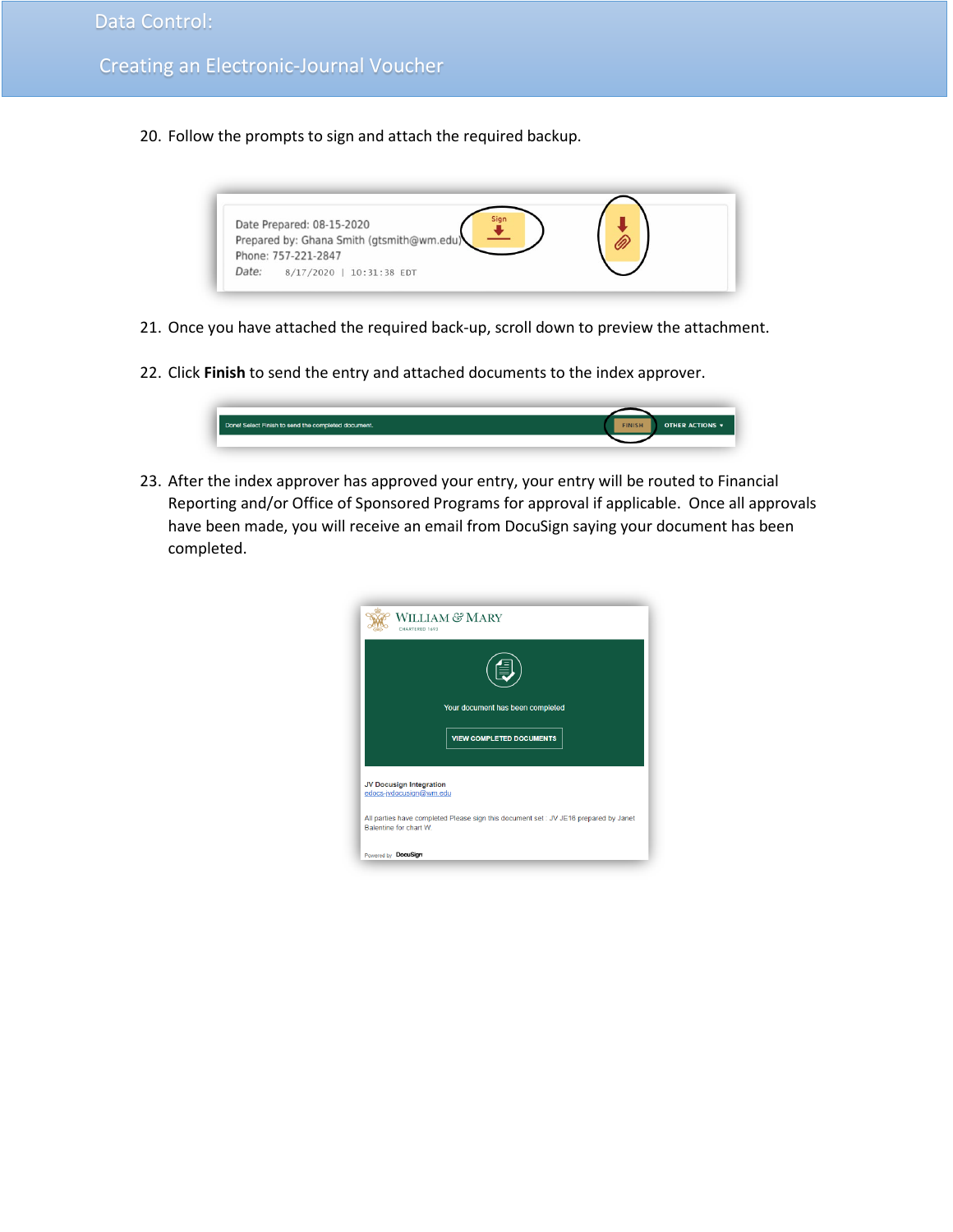20. Follow the prompts to sign and attach the required backup.

21. Once you have attached the required back-up, scroll down to preview the attachment.

22. Click **Finish** to send the entry and attached documents to the index approver.

23. After the index approver has approved your entry, your entry will be routed to Financial Reporting and/or Office of Sponsored Programs for approval if applicable. Once all approvals have been made, you will receive an email from DocuSign saying your document has been completed.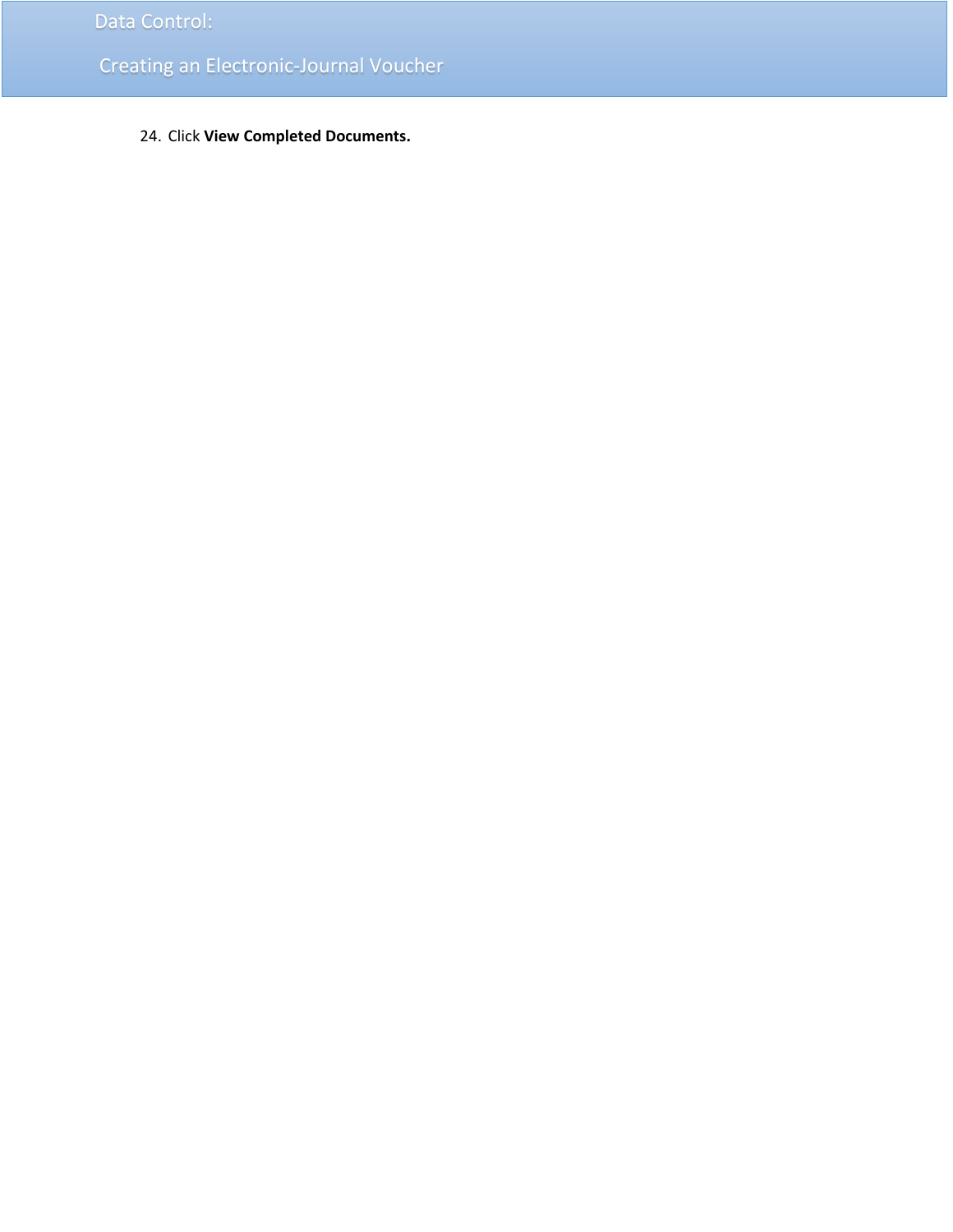24. Click **View Completed Documents.**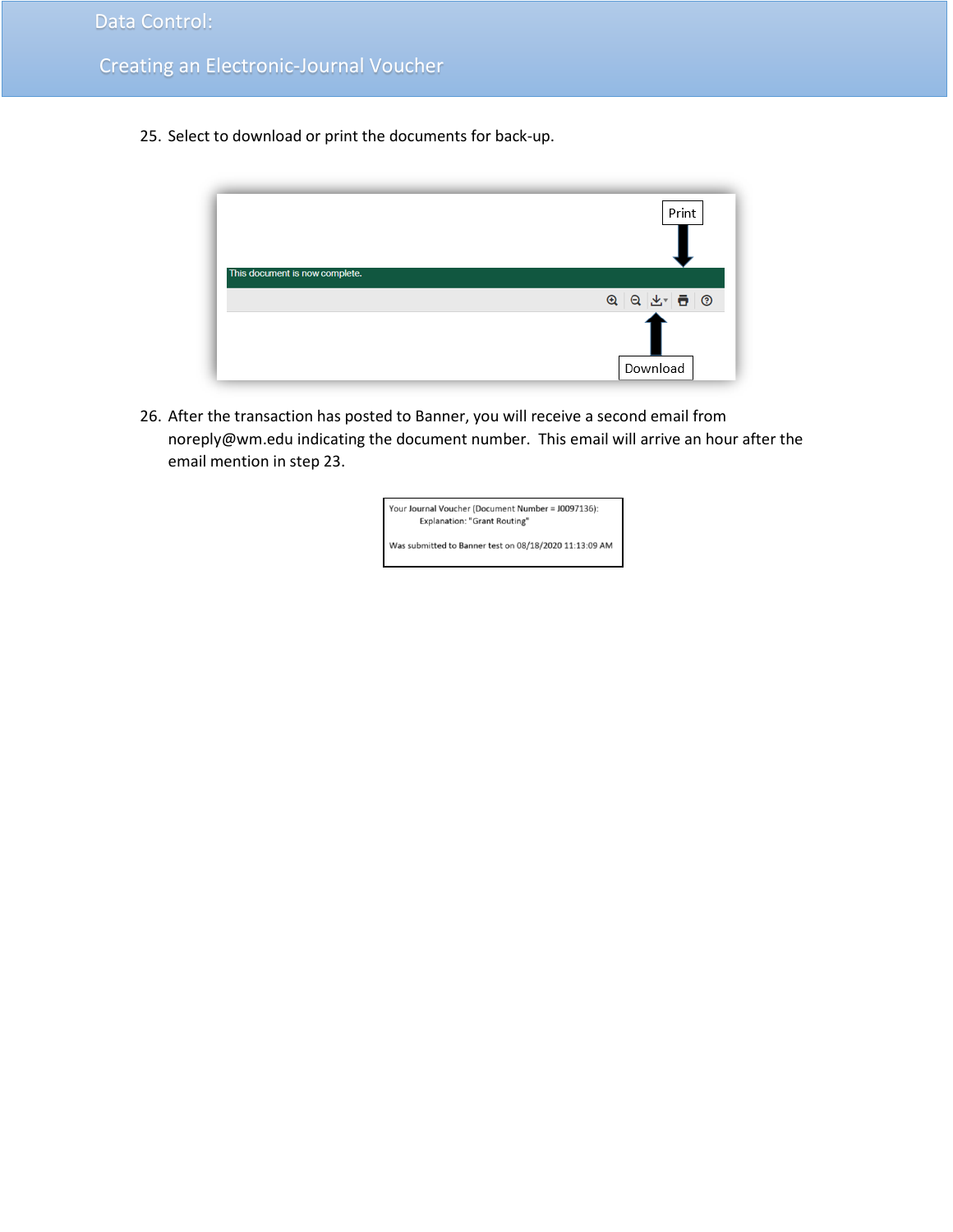25. Select to download or print the documents for back-up.

Print

This document is now complete.

Download

26. After the transaction has posted to Banner, you will receive a second email from noreply@wm.edu indicating the document number. This email will arrive an hour after the email mention in step 23.

Your Journal Voucher (Document Number = J0097136):
Explanation: "Grant Routing"

Was submitted to Banner test on 08/18/2020 11:13:09 AM